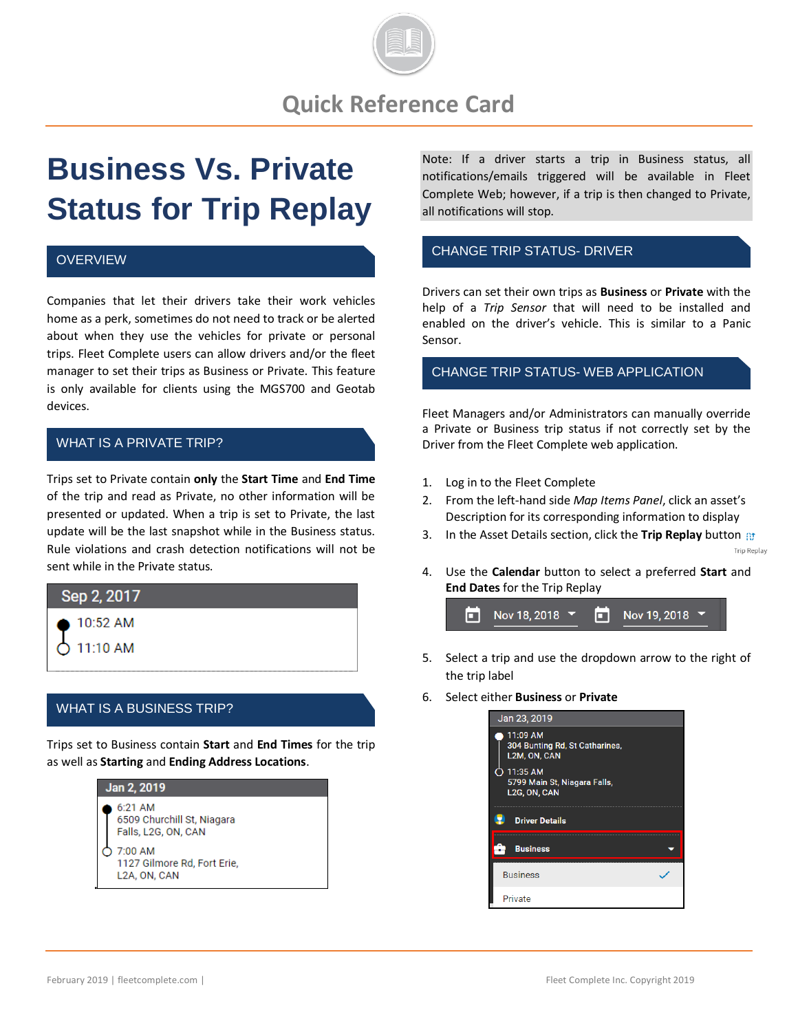# Business Vs. Private Status for Trip Replay

## OVERVIEW

Companies that let their drivers take their work vehicles home as a perk, sometimes do not need to track or be alerted about when they use the vehicles for private or personal trips. Fleet Complete users can allow drivers and/or the fleet manager to set their trips as Business or Private. This feature is only available for clients using the MGS700 and Geotab devices.

## WHAT IS A PRIVATE TRIP?

Trips set to Private contain **only** the **Start Time** and **End Time** of the trip and read as Private, no other information will be presented or updated. When a trip is set to Private, the last update will be the last snapshot while in the Business status. Rule violations and crash detection notifications will not be sent while in the Private status.

Sep 2, 2017
10:52 AM
11:10 AM

## WHAT IS A BUSINESS TRIP?

Trips set to Business contain **Start** and **End Times** for the trip as well as **Starting** and **Ending Address Locations**.

Jan 2, 2019
6:21 AM
6509 Churchill St, Niagara Falls, L2G, ON, CAN
7:00 AM
1127 Gilmore Rd, Fort Erie, L2A, ON, CAN

Note: If a driver starts a trip in Business status, all notifications/emails triggered will be available in Fleet Complete Web; however, if a trip is then changed to Private, all notifications will stop.

## CHANGE TRIP STATUS- DRIVER

Drivers can set their own trips as **Business** or **Private** with the help of a *Trip Sensor* that will need to be installed and enabled on the driver's vehicle. This is similar to a Panic Sensor.

## CHANGE TRIP STATUS- WEB APPLICATION

Fleet Managers and/or Administrators can manually override a Private or Business trip status if not correctly set by the Driver from the Fleet Complete web application.

1. Log in to the Fleet Complete
2. From the left-hand side *Map Items Panel*, click an asset's Description for its corresponding information to display
3. In the Asset Details section, click the **Trip Replay** button (Trip Replay)
4. Use the **Calendar** button to select a preferred **Start** and **End Dates** for the Trip Replay

   Nov 18, 2018 | Nov 19, 2018

5. Select a trip and use the dropdown arrow to the right of the trip label
6. Select either **Business** or **Private**

Jan 23, 2019
11:09 AM
304 Bunting Rd, St Catharines, L2M, ON, CAN
11:35 AM
5799 Main St, Niagara Falls, L2G, ON, CAN
Driver Details
Business
Business
Private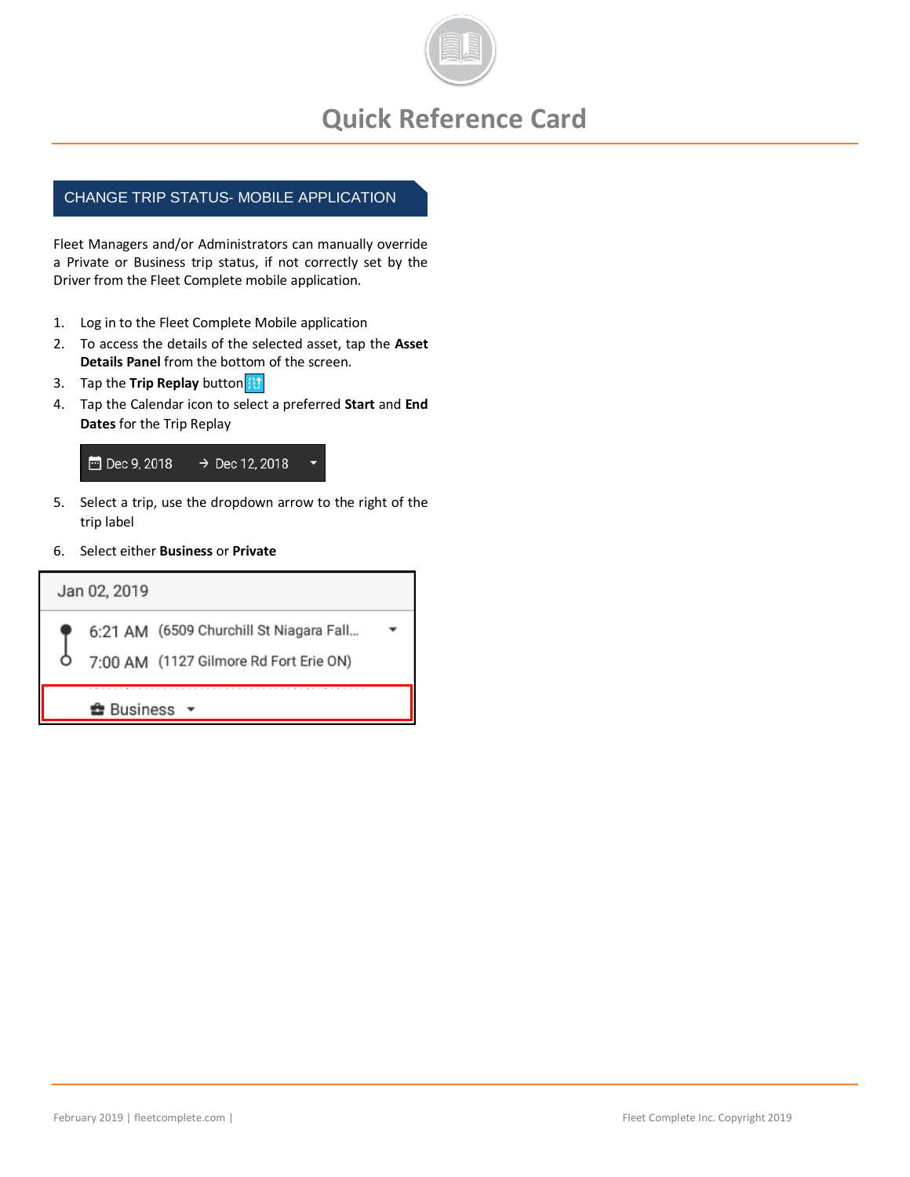# Quick Reference Card

## CHANGE TRIP STATUS- MOBILE APPLICATION

Fleet Managers and/or Administrators can manually override a Private or Business trip status, if not correctly set by the Driver from the Fleet Complete mobile application.

1. Log in to the Fleet Complete Mobile application
2. To access the details of the selected asset, tap the **Asset Details Panel** from the bottom of the screen.
3. Tap the **Trip Replay** button
4. Tap the Calendar icon to select a preferred **Start** and **End Dates** for the Trip Replay

   Dec 9, 2018 → Dec 12, 2018

5. Select a trip, use the dropdown arrow to the right of the trip label
6. Select either **Business** or **Private**

Jan 02, 2019

6:21 AM (6509 Churchill St Niagara Fall...

7:00 AM (1127 Gilmore Rd Fort Erie ON)

Business